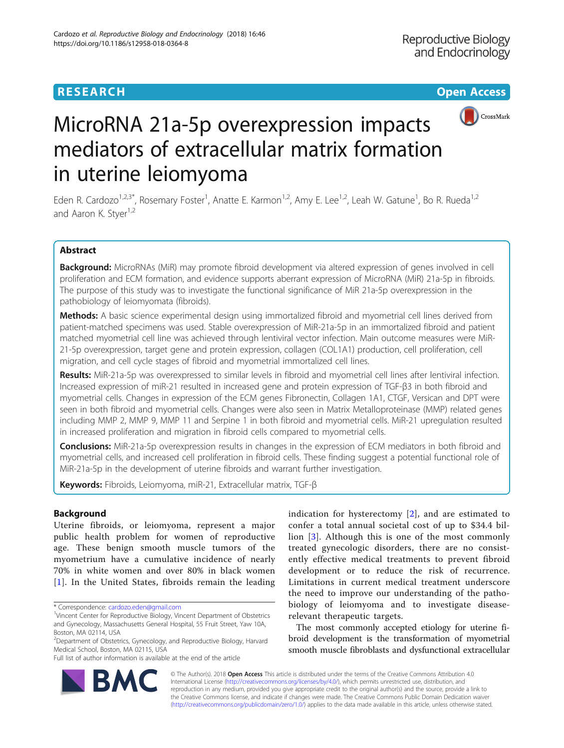RESEARCH

Open Access

# MicroRNA 21a-5p overexpression impacts mediators of extracellular matrix formation in uterine leiomyoma

Eden R. Cardozo[1,2,3*], Rosemary Foster[1], Anatte E. Karmon[1,2], Amy E. Lee[1,2], Leah W. Gatune[1], Bo R. Rueda[1,2] and Aaron K. Styer[1,2]

## Abstract

**Background:** MicroRNAs (MiR) may promote fibroid development via altered expression of genes involved in cell proliferation and ECM formation, and evidence supports aberrant expression of MicroRNA (MiR) 21a-5p in fibroids. The purpose of this study was to investigate the functional significance of MiR 21a-5p overexpression in the pathobiology of leiomyomata (fibroids).

**Methods:** A basic science experimental design using immortalized fibroid and myometrial cell lines derived from patient-matched specimens was used. Stable overexpression of MiR-21a-5p in an immortalized fibroid and patient matched myometrial cell line was achieved through lentiviral vector infection. Main outcome measures were MiR-21-5p overexpression, target gene and protein expression, collagen (COL1A1) production, cell proliferation, cell migration, and cell cycle stages of fibroid and myometrial immortalized cell lines.

**Results:** MiR-21a-5p was overexpressed to similar levels in fibroid and myometrial cell lines after lentiviral infection. Increased expression of miR-21 resulted in increased gene and protein expression of TGF-β3 in both fibroid and myometrial cells. Changes in expression of the ECM genes Fibronectin, Collagen 1A1, CTGF, Versican and DPT were seen in both fibroid and myometrial cells. Changes were also seen in Matrix Metalloproteinase (MMP) related genes including MMP 2, MMP 9, MMP 11 and Serpine 1 in both fibroid and myometrial cells. MiR-21 upregulation resulted in increased proliferation and migration in fibroid cells compared to myometrial cells.

**Conclusions:** MiR-21a-5p overexpression results in changes in the expression of ECM mediators in both fibroid and myometrial cells, and increased cell proliferation in fibroid cells. These finding suggest a potential functional role of MiR-21a-5p in the development of uterine fibroids and warrant further investigation.

**Keywords:** Fibroids, Leiomyoma, miR-21, Extracellular matrix, TGF-β

## Background

Uterine fibroids, or leiomyoma, represent a major public health problem for women of reproductive age. These benign smooth muscle tumors of the myometrium have a cumulative incidence of nearly 70% in white women and over 80% in black women [1]. In the United States, fibroids remain the leading indication for hysterectomy [2], and are estimated to confer a total annual societal cost of up to $34.4 billion [3]. Although this is one of the most commonly treated gynecologic disorders, there are no consistently effective medical treatments to prevent fibroid development or to reduce the risk of recurrence. Limitations in current medical treatment underscore the need to improve our understanding of the pathobiology of leiomyoma and to investigate disease-relevant therapeutic targets.

The most commonly accepted etiology for uterine fibroid development is the transformation of myometrial smooth muscle fibroblasts and dysfunctional extracellular

\* Correspondence: cardozo.eden@gmail.com
[1]Vincent Center for Reproductive Biology, Vincent Department of Obstetrics and Gynecology, Massachusetts General Hospital, 55 Fruit Street, Yaw 10A, Boston, MA 02114, USA
[2]Department of Obstetrics, Gynecology, and Reproductive Biology, Harvard Medical School, Boston, MA 02115, USA
Full list of author information is available at the end of the article

© The Author(s). 2018 **Open Access** This article is distributed under the terms of the Creative Commons Attribution 4.0 International License (http://creativecommons.org/licenses/by/4.0/), which permits unrestricted use, distribution, and reproduction in any medium, provided you give appropriate credit to the original author(s) and the source, provide a link to the Creative Commons license, and indicate if changes were made. The Creative Commons Public Domain Dedication waiver (http://creativecommons.org/publicdomain/zero/1.0/) applies to the data made available in this article, unless otherwise stated.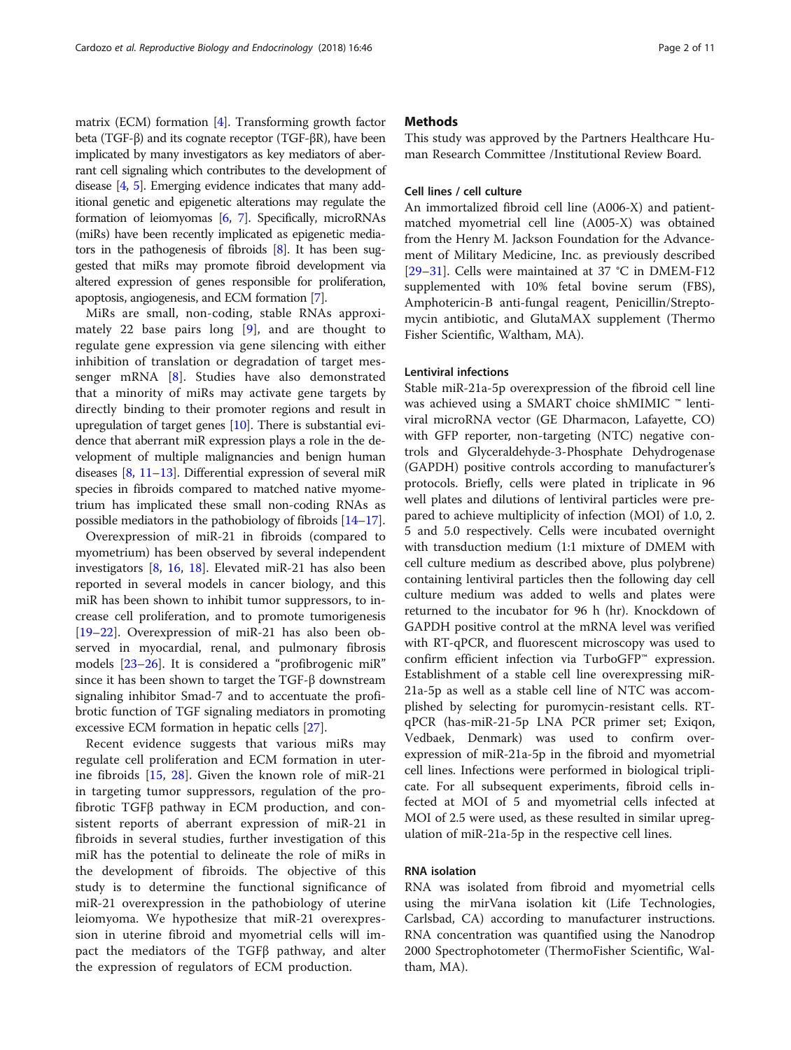matrix (ECM) formation [4]. Transforming growth factor beta (TGF-β) and its cognate receptor (TGF-βR), have been implicated by many investigators as key mediators of aberrant cell signaling which contributes to the development of disease [4, 5]. Emerging evidence indicates that many additional genetic and epigenetic alterations may regulate the formation of leiomyomas [6, 7]. Specifically, microRNAs (miRs) have been recently implicated as epigenetic mediators in the pathogenesis of fibroids [8]. It has been suggested that miRs may promote fibroid development via altered expression of genes responsible for proliferation, apoptosis, angiogenesis, and ECM formation [7].

MiRs are small, non-coding, stable RNAs approximately 22 base pairs long [9], and are thought to regulate gene expression via gene silencing with either inhibition of translation or degradation of target messenger mRNA [8]. Studies have also demonstrated that a minority of miRs may activate gene targets by directly binding to their promoter regions and result in upregulation of target genes [10]. There is substantial evidence that aberrant miR expression plays a role in the development of multiple malignancies and benign human diseases [8, 11–13]. Differential expression of several miR species in fibroids compared to matched native myometrium has implicated these small non-coding RNAs as possible mediators in the pathobiology of fibroids [14–17].

Overexpression of miR-21 in fibroids (compared to myometrium) has been observed by several independent investigators [8, 16, 18]. Elevated miR-21 has also been reported in several models in cancer biology, and this miR has been shown to inhibit tumor suppressors, to increase cell proliferation, and to promote tumorigenesis [19–22]. Overexpression of miR-21 has also been observed in myocardial, renal, and pulmonary fibrosis models [23–26]. It is considered a "profibrogenic miR" since it has been shown to target the TGF-β downstream signaling inhibitor Smad-7 and to accentuate the profibrotic function of TGF signaling mediators in promoting excessive ECM formation in hepatic cells [27].

Recent evidence suggests that various miRs may regulate cell proliferation and ECM formation in uterine fibroids [15, 28]. Given the known role of miR-21 in targeting tumor suppressors, regulation of the profibrotic TGFβ pathway in ECM production, and consistent reports of aberrant expression of miR-21 in fibroids in several studies, further investigation of this miR has the potential to delineate the role of miRs in the development of fibroids. The objective of this study is to determine the functional significance of miR-21 overexpression in the pathobiology of uterine leiomyoma. We hypothesize that miR-21 overexpression in uterine fibroid and myometrial cells will impact the mediators of the TGFβ pathway, and alter the expression of regulators of ECM production.

## Methods

This study was approved by the Partners Healthcare Human Research Committee /Institutional Review Board.

### Cell lines / cell culture

An immortalized fibroid cell line (A006-X) and patient-matched myometrial cell line (A005-X) was obtained from the Henry M. Jackson Foundation for the Advancement of Military Medicine, Inc. as previously described [29–31]. Cells were maintained at 37 °C in DMEM-F12 supplemented with 10% fetal bovine serum (FBS), Amphotericin-B anti-fungal reagent, Penicillin/Streptomycin antibiotic, and GlutaMAX supplement (Thermo Fisher Scientific, Waltham, MA).

### Lentiviral infections

Stable miR-21a-5p overexpression of the fibroid cell line was achieved using a SMART choice shMIMIC ™ lentiviral microRNA vector (GE Dharmacon, Lafayette, CO) with GFP reporter, non-targeting (NTC) negative controls and Glyceraldehyde-3-Phosphate Dehydrogenase (GAPDH) positive controls according to manufacturer's protocols. Briefly, cells were plated in triplicate in 96 well plates and dilutions of lentiviral particles were prepared to achieve multiplicity of infection (MOI) of 1.0, 2.5 and 5.0 respectively. Cells were incubated overnight with transduction medium (1:1 mixture of DMEM with cell culture medium as described above, plus polybrene) containing lentiviral particles then the following day cell culture medium was added to wells and plates were returned to the incubator for 96 h (hr). Knockdown of GAPDH positive control at the mRNA level was verified with RT-qPCR, and fluorescent microscopy was used to confirm efficient infection via TurboGFP™ expression. Establishment of a stable cell line overexpressing miR-21a-5p as well as a stable cell line of NTC was accomplished by selecting for puromycin-resistant cells. RT-qPCR (has-miR-21-5p LNA PCR primer set; Exiqon, Vedbaek, Denmark) was used to confirm overexpression of miR-21a-5p in the fibroid and myometrial cell lines. Infections were performed in biological triplicate. For all subsequent experiments, fibroid cells infected at MOI of 5 and myometrial cells infected at MOI of 2.5 were used, as these resulted in similar upregulation of miR-21a-5p in the respective cell lines.

### RNA isolation

RNA was isolated from fibroid and myometrial cells using the mirVana isolation kit (Life Technologies, Carlsbad, CA) according to manufacturer instructions. RNA concentration was quantified using the Nanodrop 2000 Spectrophotometer (ThermoFisher Scientific, Waltham, MA).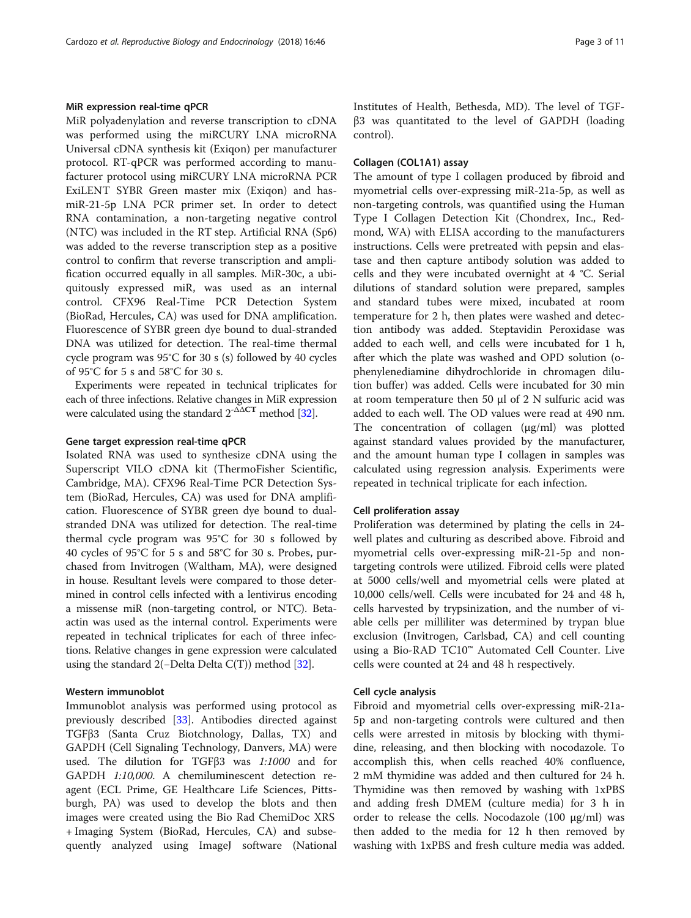#### MiR expression real-time qPCR

MiR polyadenylation and reverse transcription to cDNA was performed using the miRCURY LNA microRNA Universal cDNA synthesis kit (Exiqon) per manufacturer protocol. RT-qPCR was performed according to manufacturer protocol using miRCURY LNA microRNA PCR ExiLENT SYBR Green master mix (Exiqon) and has-miR-21-5p LNA PCR primer set. In order to detect RNA contamination, a non-targeting negative control (NTC) was included in the RT step. Artificial RNA (Sp6) was added to the reverse transcription step as a positive control to confirm that reverse transcription and amplification occurred equally in all samples. MiR-30c, a ubiquitously expressed miR, was used as an internal control. CFX96 Real-Time PCR Detection System (BioRad, Hercules, CA) was used for DNA amplification. Fluorescence of SYBR green dye bound to dual-stranded DNA was utilized for detection. The real-time thermal cycle program was 95°C for 30 s (s) followed by 40 cycles of 95°C for 5 s and 58°C for 30 s.

Experiments were repeated in technical triplicates for each of three infections. Relative changes in MiR expression were calculated using the standard $2^{-\Delta\Delta CT}$ method [32].

#### Gene target expression real-time qPCR

Isolated RNA was used to synthesize cDNA using the Superscript VILO cDNA kit (ThermoFisher Scientific, Cambridge, MA). CFX96 Real-Time PCR Detection System (BioRad, Hercules, CA) was used for DNA amplification. Fluorescence of SYBR green dye bound to dual-stranded DNA was utilized for detection. The real-time thermal cycle program was 95°C for 30 s followed by 40 cycles of 95°C for 5 s and 58°C for 30 s. Probes, purchased from Invitrogen (Waltham, MA), were designed in house. Resultant levels were compared to those determined in control cells infected with a lentivirus encoding a missense miR (non-targeting control, or NTC). Beta-actin was used as the internal control. Experiments were repeated in technical triplicates for each of three infections. Relative changes in gene expression were calculated using the standard 2(−Delta Delta C(T)) method [32].

#### Western immunoblot

Immunoblot analysis was performed using protocol as previously described [33]. Antibodies directed against TGFβ3 (Santa Cruz Biotchnology, Dallas, TX) and GAPDH (Cell Signaling Technology, Danvers, MA) were used. The dilution for TGFβ3 was *1:1000* and for GAPDH *1:10,000*. A chemiluminescent detection reagent (ECL Prime, GE Healthcare Life Sciences, Pittsburgh, PA) was used to develop the blots and then images were created using the Bio Rad ChemiDoc XRS + Imaging System (BioRad, Hercules, CA) and subsequently analyzed using ImageJ software (National Institutes of Health, Bethesda, MD). The level of TGF-β3 was quantitated to the level of GAPDH (loading control).

#### Collagen (COL1A1) assay

The amount of type I collagen produced by fibroid and myometrial cells over-expressing miR-21a-5p, as well as non-targeting controls, was quantified using the Human Type I Collagen Detection Kit (Chondrex, Inc., Redmond, WA) with ELISA according to the manufacturers instructions. Cells were pretreated with pepsin and elastase and then capture antibody solution was added to cells and they were incubated overnight at 4 °C. Serial dilutions of standard solution were prepared, samples and standard tubes were mixed, incubated at room temperature for 2 h, then plates were washed and detection antibody was added. Steptavidin Peroxidase was added to each well, and cells were incubated for 1 h, after which the plate was washed and OPD solution (o-phenylenediamine dihydrochloride in chromagen dilution buffer) was added. Cells were incubated for 30 min at room temperature then 50 μl of 2 N sulfuric acid was added to each well. The OD values were read at 490 nm. The concentration of collagen (μg/ml) was plotted against standard values provided by the manufacturer, and the amount human type I collagen in samples was calculated using regression analysis. Experiments were repeated in technical triplicate for each infection.

#### Cell proliferation assay

Proliferation was determined by plating the cells in 24-well plates and culturing as described above. Fibroid and myometrial cells over-expressing miR-21-5p and non-targeting controls were utilized. Fibroid cells were plated at 5000 cells/well and myometrial cells were plated at 10,000 cells/well. Cells were incubated for 24 and 48 h, cells harvested by trypsinization, and the number of viable cells per milliliter was determined by trypan blue exclusion (Invitrogen, Carlsbad, CA) and cell counting using a Bio-RAD TC10™ Automated Cell Counter. Live cells were counted at 24 and 48 h respectively.

#### Cell cycle analysis

Fibroid and myometrial cells over-expressing miR-21a-5p and non-targeting controls were cultured and then cells were arrested in mitosis by blocking with thymidine, releasing, and then blocking with nocodazole. To accomplish this, when cells reached 40% confluence, 2 mM thymidine was added and then cultured for 24 h. Thymidine was then removed by washing with 1xPBS and adding fresh DMEM (culture media) for 3 h in order to release the cells. Nocodazole (100 μg/ml) was then added to the media for 12 h then removed by washing with 1xPBS and fresh culture media was added.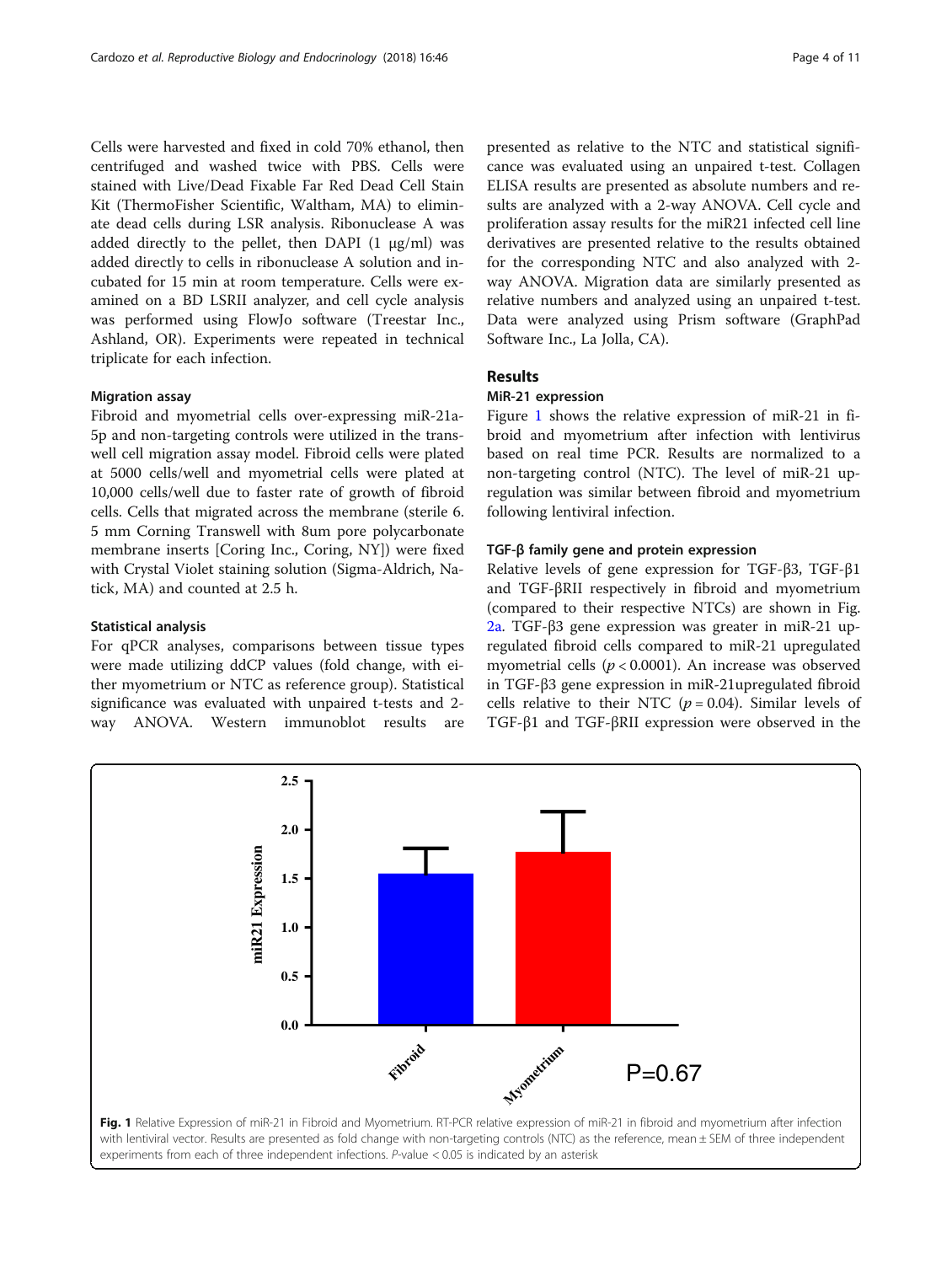Cells were harvested and fixed in cold 70% ethanol, then centrifuged and washed twice with PBS. Cells were stained with Live/Dead Fixable Far Red Dead Cell Stain Kit (ThermoFisher Scientific, Waltham, MA) to eliminate dead cells during LSR analysis. Ribonuclease A was added directly to the pellet, then DAPI (1 μg/ml) was added directly to cells in ribonuclease A solution and incubated for 15 min at room temperature. Cells were examined on a BD LSRII analyzer, and cell cycle analysis was performed using FlowJo software (Treestar Inc., Ashland, OR). Experiments were repeated in technical triplicate for each infection.

### Migration assay

Fibroid and myometrial cells over-expressing miR-21a-5p and non-targeting controls were utilized in the trans-well cell migration assay model. Fibroid cells were plated at 5000 cells/well and myometrial cells were plated at 10,000 cells/well due to faster rate of growth of fibroid cells. Cells that migrated across the membrane (sterile 6.5 mm Corning Transwell with 8um pore polycarbonate membrane inserts [Coring Inc., Coring, NY]) were fixed with Crystal Violet staining solution (Sigma-Aldrich, Natick, MA) and counted at 2.5 h.

### Statistical analysis

For qPCR analyses, comparisons between tissue types were made utilizing ddCP values (fold change, with either myometrium or NTC as reference group). Statistical significance was evaluated with unpaired t-tests and 2-way ANOVA. Western immunoblot results are presented as relative to the NTC and statistical significance was evaluated using an unpaired t-test. Collagen ELISA results are presented as absolute numbers and results are analyzed with a 2-way ANOVA. Cell cycle and proliferation assay results for the miR21 infected cell line derivatives are presented relative to the results obtained for the corresponding NTC and also analyzed with 2-way ANOVA. Migration data are similarly presented as relative numbers and analyzed using an unpaired t-test. Data were analyzed using Prism software (GraphPad Software Inc., La Jolla, CA).

## Results

### MiR-21 expression

Figure 1 shows the relative expression of miR-21 in fibroid and myometrium after infection with lentivirus based on real time PCR. Results are normalized to a non-targeting control (NTC). The level of miR-21 upregulation was similar between fibroid and myometrium following lentiviral infection.

### TGF-β family gene and protein expression

Relative levels of gene expression for TGF-β3, TGF-β1 and TGF-βRII respectively in fibroid and myometrium (compared to their respective NTCs) are shown in Fig. 2a. TGF-β3 gene expression was greater in miR-21 upregulated fibroid cells compared to miR-21 upregulated myometrial cells ($p < 0.0001$). An increase was observed in TGF-β3 gene expression in miR-21upregulated fibroid cells relative to their NTC ($p = 0.04$). Similar levels of TGF-β1 and TGF-βRII expression were observed in the

**Fig. 1** Relative Expression of miR-21 in Fibroid and Myometrium. RT-PCR relative expression of miR-21 in fibroid and myometrium after infection with lentiviral vector. Results are presented as fold change with non-targeting controls (NTC) as the reference, mean ± SEM of three independent experiments from each of three independent infections. *P*-value < 0.05 is indicated by an asterisk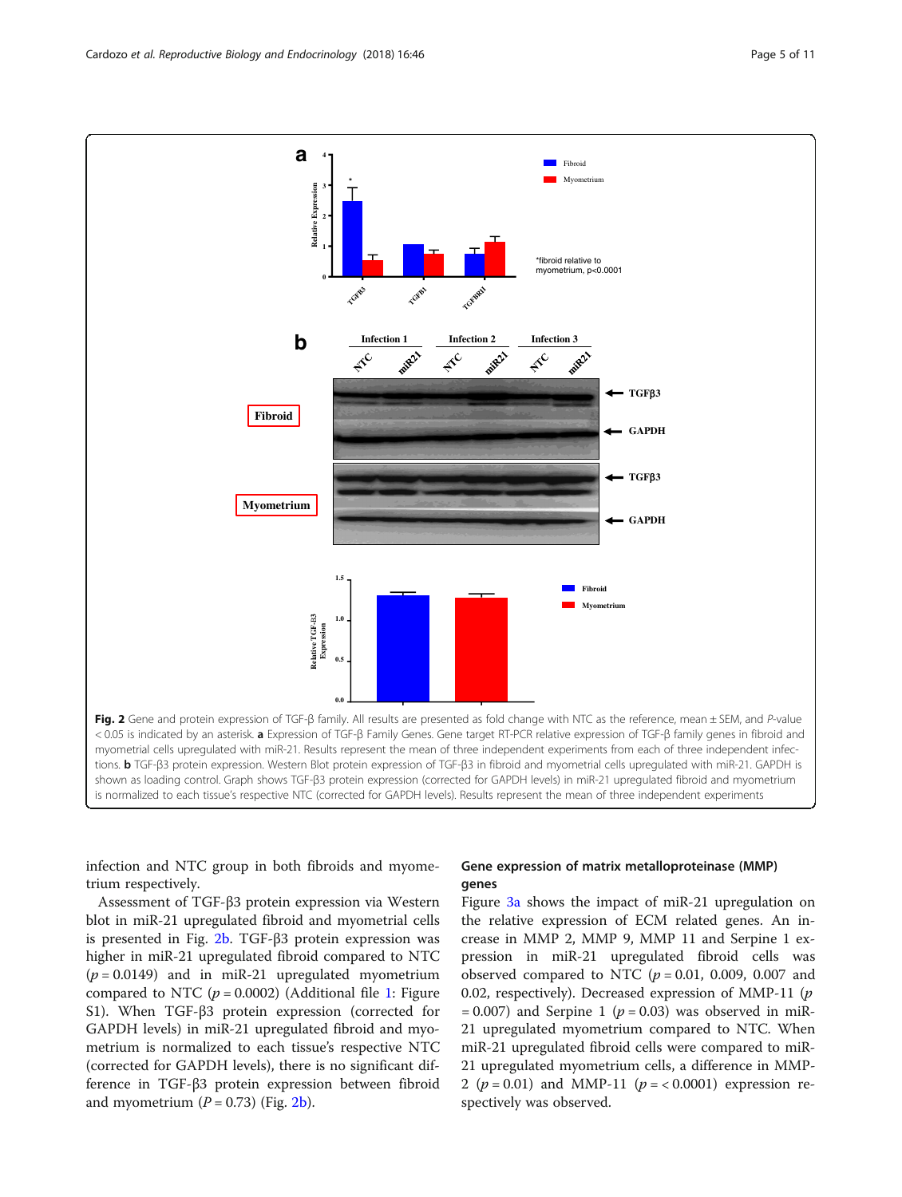Fig. 2 Gene and protein expression of TGF-β family. All results are presented as fold change with NTC as the reference, mean ± SEM, and *P*-value < 0.05 is indicated by an asterisk. **a** Expression of TGF-β Family Genes. Gene target RT-PCR relative expression of TGF-β family genes in fibroid and myometrial cells upregulated with miR-21. Results represent the mean of three independent experiments from each of three independent infections. **b** TGF-β3 protein expression. Western Blot protein expression of TGF-β3 in fibroid and myometrial cells upregulated with miR-21. GAPDH is shown as loading control. Graph shows TGF-β3 protein expression (corrected for GAPDH levels) in miR-21 upregulated fibroid and myometrium is normalized to each tissue's respective NTC (corrected for GAPDH levels). Results represent the mean of three independent experiments

infection and NTC group in both fibroids and myometrium respectively.

Assessment of TGF-β3 protein expression via Western blot in miR-21 upregulated fibroid and myometrial cells is presented in Fig. 2b. TGF-β3 protein expression was higher in miR-21 upregulated fibroid compared to NTC ($p = 0.0149$) and in miR-21 upregulated myometrium compared to NTC ($p = 0.0002$) (Additional file 1: Figure S1). When TGF-β3 protein expression (corrected for GAPDH levels) in miR-21 upregulated fibroid and myometrium is normalized to each tissue's respective NTC (corrected for GAPDH levels), there is no significant difference in TGF-β3 protein expression between fibroid and myometrium ($P = 0.73$) (Fig. 2b).

## Gene expression of matrix metalloproteinase (MMP) genes

Figure 3a shows the impact of miR-21 upregulation on the relative expression of ECM related genes. An increase in MMP 2, MMP 9, MMP 11 and Serpine 1 expression in miR-21 upregulated fibroid cells was observed compared to NTC ($p = 0.01$, 0.009, 0.007 and 0.02, respectively). Decreased expression of MMP-11 ($p = 0.007$) and Serpine 1 ($p = 0.03$) was observed in miR-21 upregulated myometrium compared to NTC. When miR-21 upregulated fibroid cells were compared to miR-21 upregulated myometrium cells, a difference in MMP-2 ($p = 0.01$) and MMP-11 ($p = < 0.0001$) expression respectively was observed.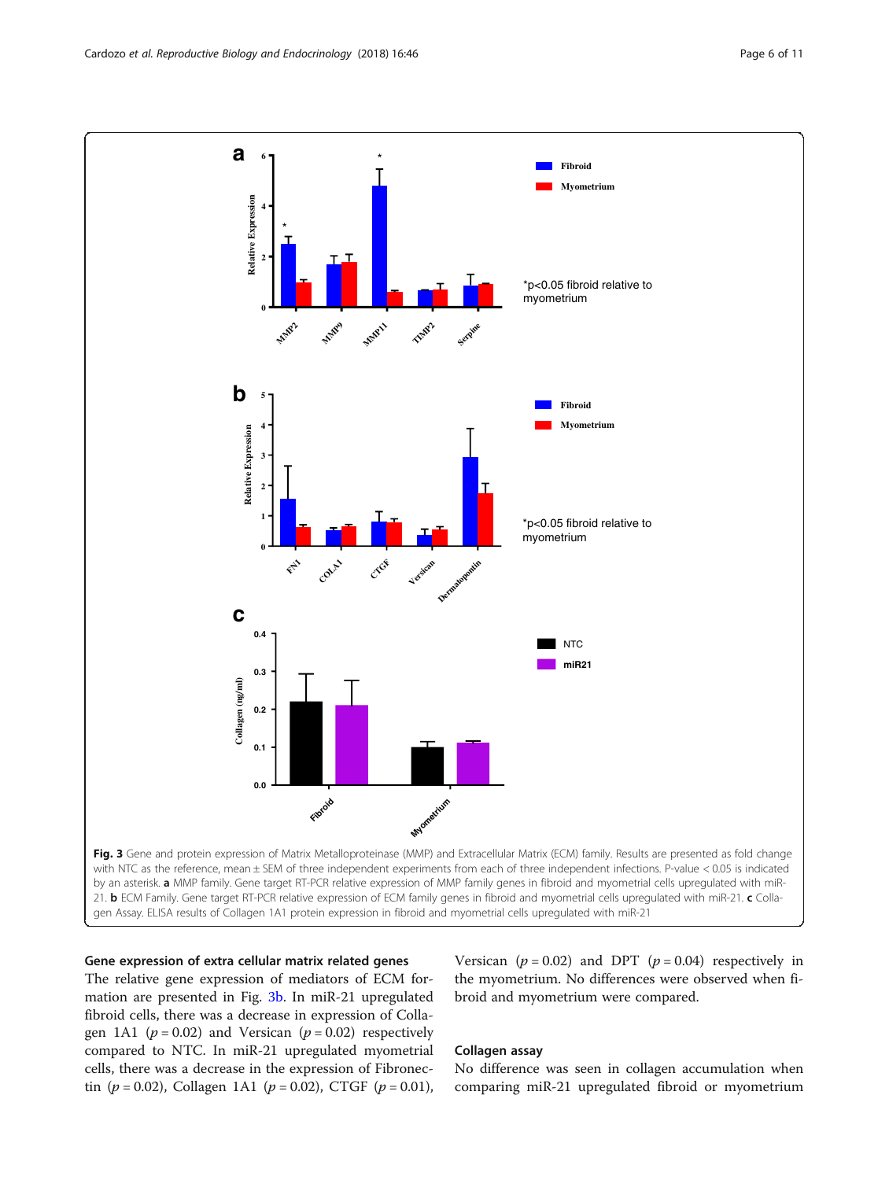Fig. 3 Gene and protein expression of Matrix Metalloproteinase (MMP) and Extracellular Matrix (ECM) family. Results are presented as fold change with NTC as the reference, mean ± SEM of three independent experiments from each of three independent infections. P-value < 0.05 is indicated by an asterisk. **a** MMP family. Gene target RT-PCR relative expression of MMP family genes in fibroid and myometrial cells upregulated with miR-21. **b** ECM Family. Gene target RT-PCR relative expression of ECM family genes in fibroid and myometrial cells upregulated with miR-21. **c** Collagen Assay. ELISA results of Collagen 1A1 protein expression in fibroid and myometrial cells upregulated with miR-21

### Gene expression of extra cellular matrix related genes

The relative gene expression of mediators of ECM formation are presented in Fig. 3b. In miR-21 upregulated fibroid cells, there was a decrease in expression of Collagen 1A1 ($p = 0.02$) and Versican ($p = 0.02$) respectively compared to NTC. In miR-21 upregulated myometrial cells, there was a decrease in the expression of Fibronectin ($p = 0.02$), Collagen 1A1 ($p = 0.02$), CTGF ($p = 0.01$), Versican ($p = 0.02$) and DPT ($p = 0.04$) respectively in the myometrium. No differences were observed when fibroid and myometrium were compared.

### Collagen assay

No difference was seen in collagen accumulation when comparing miR-21 upregulated fibroid or myometrium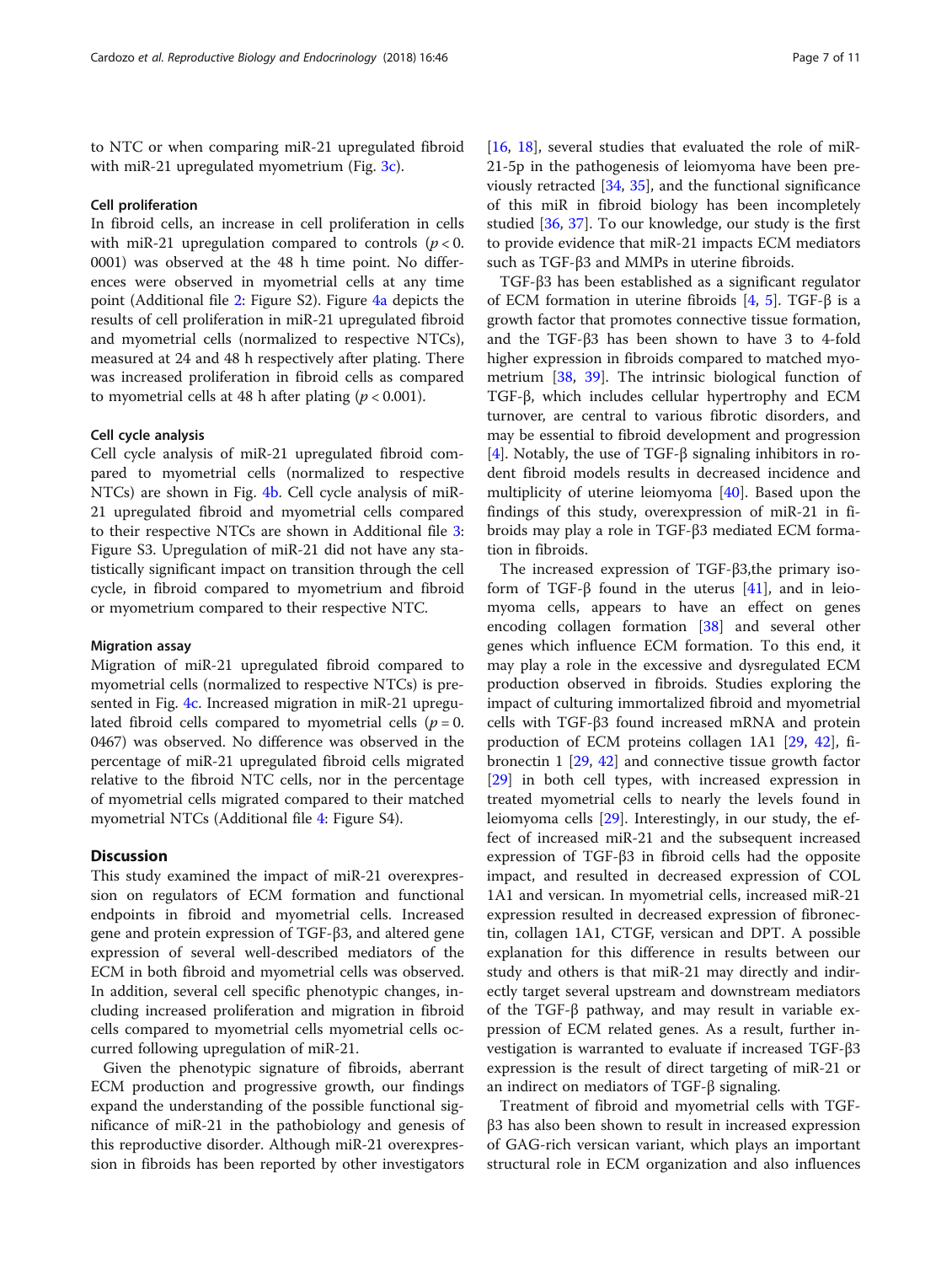to NTC or when comparing miR-21 upregulated fibroid with miR-21 upregulated myometrium (Fig. 3c).

### Cell proliferation

In fibroid cells, an increase in cell proliferation in cells with miR-21 upregulation compared to controls ($p < 0.0001$) was observed at the 48 h time point. No differences were observed in myometrial cells at any time point (Additional file 2: Figure S2). Figure 4a depicts the results of cell proliferation in miR-21 upregulated fibroid and myometrial cells (normalized to respective NTCs), measured at 24 and 48 h respectively after plating. There was increased proliferation in fibroid cells as compared to myometrial cells at 48 h after plating ($p < 0.001$).

### Cell cycle analysis

Cell cycle analysis of miR-21 upregulated fibroid compared to myometrial cells (normalized to respective NTCs) are shown in Fig. 4b. Cell cycle analysis of miR-21 upregulated fibroid and myometrial cells compared to their respective NTCs are shown in Additional file 3: Figure S3. Upregulation of miR-21 did not have any statistically significant impact on transition through the cell cycle, in fibroid compared to myometrium and fibroid or myometrium compared to their respective NTC.

### Migration assay

Migration of miR-21 upregulated fibroid compared to myometrial cells (normalized to respective NTCs) is presented in Fig. 4c. Increased migration in miR-21 upregulated fibroid cells compared to myometrial cells ($p = 0.0467$) was observed. No difference was observed in the percentage of miR-21 upregulated fibroid cells migrated relative to the fibroid NTC cells, nor in the percentage of myometrial cells migrated compared to their matched myometrial NTCs (Additional file 4: Figure S4).

## Discussion

This study examined the impact of miR-21 overexpression on regulators of ECM formation and functional endpoints in fibroid and myometrial cells. Increased gene and protein expression of TGF-β3, and altered gene expression of several well-described mediators of the ECM in both fibroid and myometrial cells was observed. In addition, several cell specific phenotypic changes, including increased proliferation and migration in fibroid cells compared to myometrial cells myometrial cells occurred following upregulation of miR-21.

Given the phenotypic signature of fibroids, aberrant ECM production and progressive growth, our findings expand the understanding of the possible functional significance of miR-21 in the pathobiology and genesis of this reproductive disorder. Although miR-21 overexpression in fibroids has been reported by other investigators [16, 18], several studies that evaluated the role of miR-21-5p in the pathogenesis of leiomyoma have been previously retracted [34, 35], and the functional significance of this miR in fibroid biology has been incompletely studied [36, 37]. To our knowledge, our study is the first to provide evidence that miR-21 impacts ECM mediators such as TGF-β3 and MMPs in uterine fibroids.

TGF-β3 has been established as a significant regulator of ECM formation in uterine fibroids [4, 5]. TGF-β is a growth factor that promotes connective tissue formation, and the TGF-β3 has been shown to have 3 to 4-fold higher expression in fibroids compared to matched myometrium [38, 39]. The intrinsic biological function of TGF-β, which includes cellular hypertrophy and ECM turnover, are central to various fibrotic disorders, and may be essential to fibroid development and progression [4]. Notably, the use of TGF-β signaling inhibitors in rodent fibroid models results in decreased incidence and multiplicity of uterine leiomyoma [40]. Based upon the findings of this study, overexpression of miR-21 in fibroids may play a role in TGF-β3 mediated ECM formation in fibroids.

The increased expression of TGF-β3,the primary isoform of TGF-β found in the uterus [41], and in leiomyoma cells, appears to have an effect on genes encoding collagen formation [38] and several other genes which influence ECM formation. To this end, it may play a role in the excessive and dysregulated ECM production observed in fibroids. Studies exploring the impact of culturing immortalized fibroid and myometrial cells with TGF-β3 found increased mRNA and protein production of ECM proteins collagen 1A1 [29, 42], fibronectin 1 [29, 42] and connective tissue growth factor [29] in both cell types, with increased expression in treated myometrial cells to nearly the levels found in leiomyoma cells [29]. Interestingly, in our study, the effect of increased miR-21 and the subsequent increased expression of TGF-β3 in fibroid cells had the opposite impact, and resulted in decreased expression of COL 1A1 and versican. In myometrial cells, increased miR-21 expression resulted in decreased expression of fibronectin, collagen 1A1, CTGF, versican and DPT. A possible explanation for this difference in results between our study and others is that miR-21 may directly and indirectly target several upstream and downstream mediators of the TGF-β pathway, and may result in variable expression of ECM related genes. As a result, further investigation is warranted to evaluate if increased TGF-β3 expression is the result of direct targeting of miR-21 or an indirect on mediators of TGF-β signaling.

Treatment of fibroid and myometrial cells with TGF-β3 has also been shown to result in increased expression of GAG-rich versican variant, which plays an important structural role in ECM organization and also influences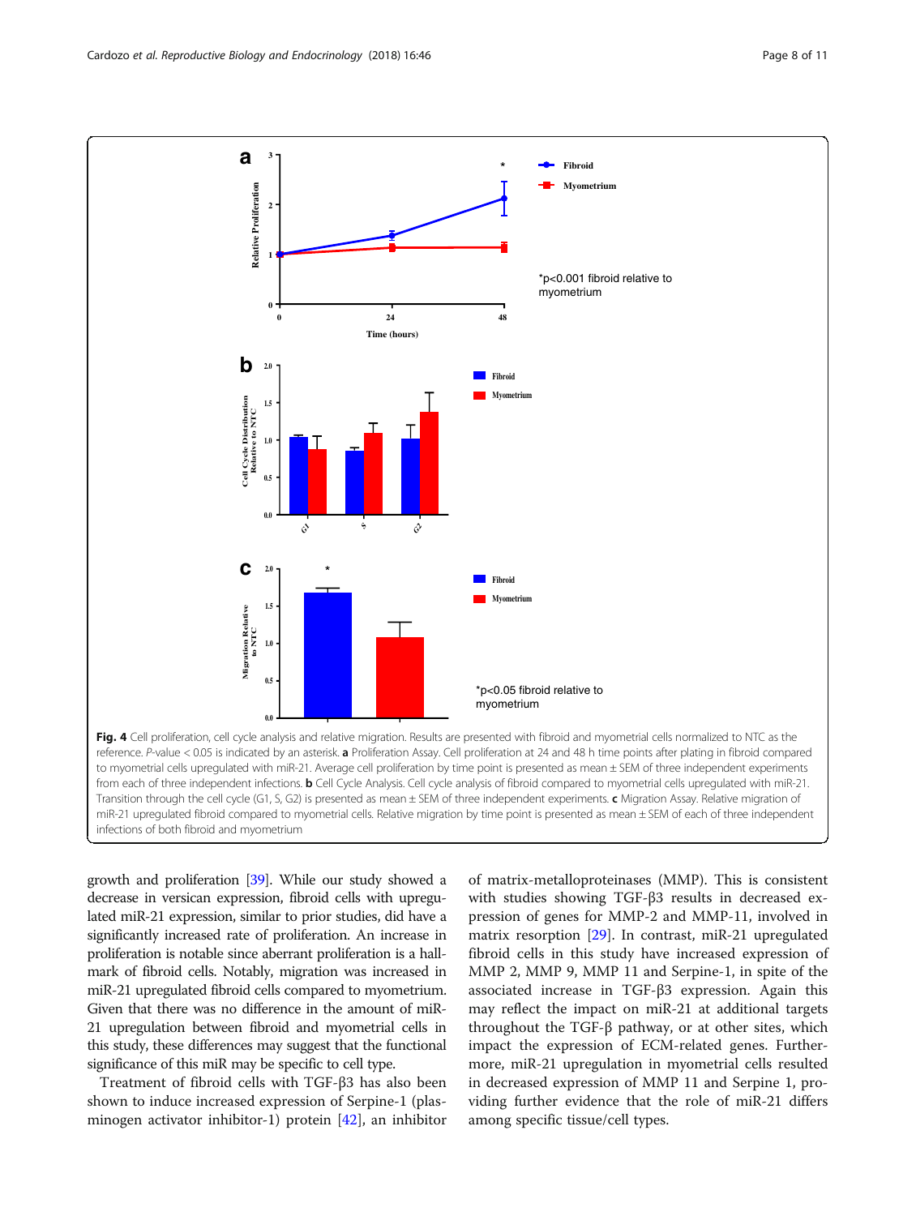Fig. 4 Cell proliferation, cell cycle analysis and relative migration. Results are presented with fibroid and myometrial cells normalized to NTC as the reference. *P*-value < 0.05 is indicated by an asterisk. **a** Proliferation Assay. Cell proliferation at 24 and 48 h time points after plating in fibroid compared to myometrial cells upregulated with miR-21. Average cell proliferation by time point is presented as mean ± SEM of three independent experiments from each of three independent infections. **b** Cell Cycle Analysis. Cell cycle analysis of fibroid compared to myometrial cells upregulated with miR-21. Transition through the cell cycle (G1, S, G2) is presented as mean ± SEM of three independent experiments. **c** Migration Assay. Relative migration of miR-21 upregulated fibroid compared to myometrial cells. Relative migration by time point is presented as mean ± SEM of each of three independent infections of both fibroid and myometrium

growth and proliferation [39]. While our study showed a decrease in versican expression, fibroid cells with upregulated miR-21 expression, similar to prior studies, did have a significantly increased rate of proliferation. An increase in proliferation is notable since aberrant proliferation is a hallmark of fibroid cells. Notably, migration was increased in miR-21 upregulated fibroid cells compared to myometrium. Given that there was no difference in the amount of miR-21 upregulation between fibroid and myometrial cells in this study, these differences may suggest that the functional significance of this miR may be specific to cell type.

Treatment of fibroid cells with TGF-β3 has also been shown to induce increased expression of Serpine-1 (plasminogen activator inhibitor-1) protein [42], an inhibitor of matrix-metalloproteinases (MMP). This is consistent with studies showing TGF-β3 results in decreased expression of genes for MMP-2 and MMP-11, involved in matrix resorption [29]. In contrast, miR-21 upregulated fibroid cells in this study have increased expression of MMP 2, MMP 9, MMP 11 and Serpine-1, in spite of the associated increase in TGF-β3 expression. Again this may reflect the impact on miR-21 at additional targets throughout the TGF-β pathway, or at other sites, which impact the expression of ECM-related genes. Furthermore, miR-21 upregulation in myometrial cells resulted in decreased expression of MMP 11 and Serpine 1, providing further evidence that the role of miR-21 differs among specific tissue/cell types.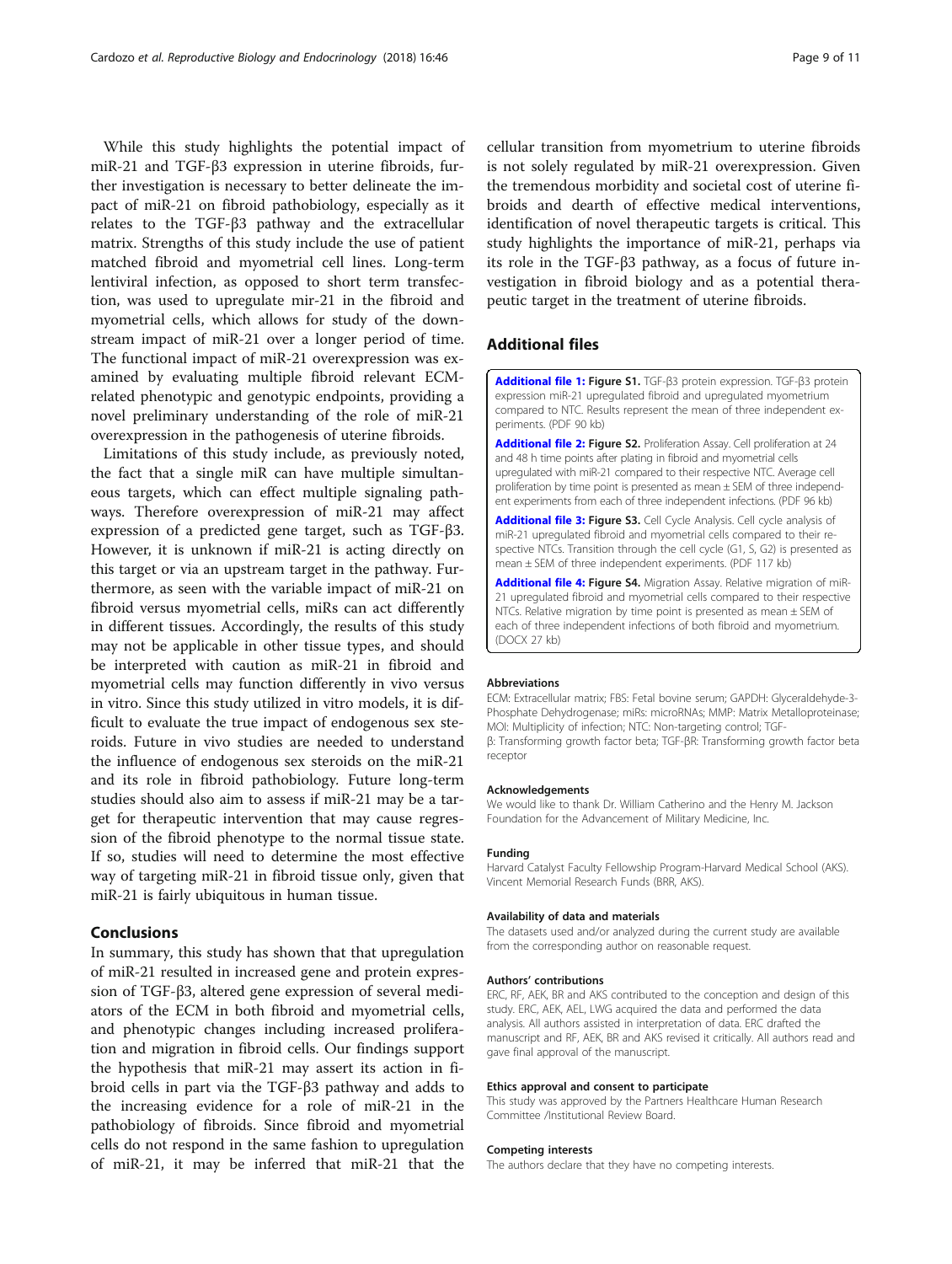While this study highlights the potential impact of miR-21 and TGF-β3 expression in uterine fibroids, further investigation is necessary to better delineate the impact of miR-21 on fibroid pathobiology, especially as it relates to the TGF-β3 pathway and the extracellular matrix. Strengths of this study include the use of patient matched fibroid and myometrial cell lines. Long-term lentiviral infection, as opposed to short term transfection, was used to upregulate mir-21 in the fibroid and myometrial cells, which allows for study of the downstream impact of miR-21 over a longer period of time. The functional impact of miR-21 overexpression was examined by evaluating multiple fibroid relevant ECM-related phenotypic and genotypic endpoints, providing a novel preliminary understanding of the role of miR-21 overexpression in the pathogenesis of uterine fibroids.

Limitations of this study include, as previously noted, the fact that a single miR can have multiple simultaneous targets, which can effect multiple signaling pathways. Therefore overexpression of miR-21 may affect expression of a predicted gene target, such as TGF-β3. However, it is unknown if miR-21 is acting directly on this target or via an upstream target in the pathway. Furthermore, as seen with the variable impact of miR-21 on fibroid versus myometrial cells, miRs can act differently in different tissues. Accordingly, the results of this study may not be applicable in other tissue types, and should be interpreted with caution as miR-21 in fibroid and myometrial cells may function differently in vivo versus in vitro. Since this study utilized in vitro models, it is difficult to evaluate the true impact of endogenous sex steroids. Future in vivo studies are needed to understand the influence of endogenous sex steroids on the miR-21 and its role in fibroid pathobiology. Future long-term studies should also aim to assess if miR-21 may be a target for therapeutic intervention that may cause regression of the fibroid phenotype to the normal tissue state. If so, studies will need to determine the most effective way of targeting miR-21 in fibroid tissue only, given that miR-21 is fairly ubiquitous in human tissue.

## Conclusions

In summary, this study has shown that that upregulation of miR-21 resulted in increased gene and protein expression of TGF-β3, altered gene expression of several mediators of the ECM in both fibroid and myometrial cells, and phenotypic changes including increased proliferation and migration in fibroid cells. Our findings support the hypothesis that miR-21 may assert its action in fibroid cells in part via the TGF-β3 pathway and adds to the increasing evidence for a role of miR-21 in the pathobiology of fibroids. Since fibroid and myometrial cells do not respond in the same fashion to upregulation of miR-21, it may be inferred that miR-21 that the cellular transition from myometrium to uterine fibroids is not solely regulated by miR-21 overexpression. Given the tremendous morbidity and societal cost of uterine fibroids and dearth of effective medical interventions, identification of novel therapeutic targets is critical. This study highlights the importance of miR-21, perhaps via its role in the TGF-β3 pathway, as a focus of future investigation in fibroid biology and as a potential therapeutic target in the treatment of uterine fibroids.

## Additional files

**Additional file 1: Figure S1.** TGF-β3 protein expression. TGF-β3 protein expression miR-21 upregulated fibroid and upregulated myometrium compared to NTC. Results represent the mean of three independent experiments. (PDF 90 kb)

**Additional file 2: Figure S2.** Proliferation Assay. Cell proliferation at 24 and 48 h time points after plating in fibroid and myometrial cells upregulated with miR-21 compared to their respective NTC. Average cell proliferation by time point is presented as mean ± SEM of three independent experiments from each of three independent infections. (PDF 96 kb)

**Additional file 3: Figure S3.** Cell Cycle Analysis. Cell cycle analysis of miR-21 upregulated fibroid and myometrial cells compared to their respective NTCs. Transition through the cell cycle (G1, S, G2) is presented as mean ± SEM of three independent experiments. (PDF 117 kb)

**Additional file 4: Figure S4.** Migration Assay. Relative migration of miR-21 upregulated fibroid and myometrial cells compared to their respective NTCs. Relative migration by time point is presented as mean ± SEM of each of three independent infections of both fibroid and myometrium. (DOCX 27 kb)

#### Abbreviations

ECM: Extracellular matrix; FBS: Fetal bovine serum; GAPDH: Glyceraldehyde-3-Phosphate Dehydrogenase; miRs: microRNAs; MMP: Matrix Metalloproteinase; MOI: Multiplicity of infection; NTC: Non-targeting control; TGF-β: Transforming growth factor beta; TGF-βR: Transforming growth factor beta receptor

#### Acknowledgements

We would like to thank Dr. William Catherino and the Henry M. Jackson Foundation for the Advancement of Military Medicine, Inc.

#### Funding

Harvard Catalyst Faculty Fellowship Program-Harvard Medical School (AKS). Vincent Memorial Research Funds (BRR, AKS).

#### Availability of data and materials

The datasets used and/or analyzed during the current study are available from the corresponding author on reasonable request.

#### Authors' contributions

ERC, RF, AEK, BR and AKS contributed to the conception and design of this study. ERC, AEK, AEL, LWG acquired the data and performed the data analysis. All authors assisted in interpretation of data. ERC drafted the manuscript and RF, AEK, BR and AKS revised it critically. All authors read and gave final approval of the manuscript.

#### Ethics approval and consent to participate

This study was approved by the Partners Healthcare Human Research Committee /Institutional Review Board.

#### Competing interests

The authors declare that they have no competing interests.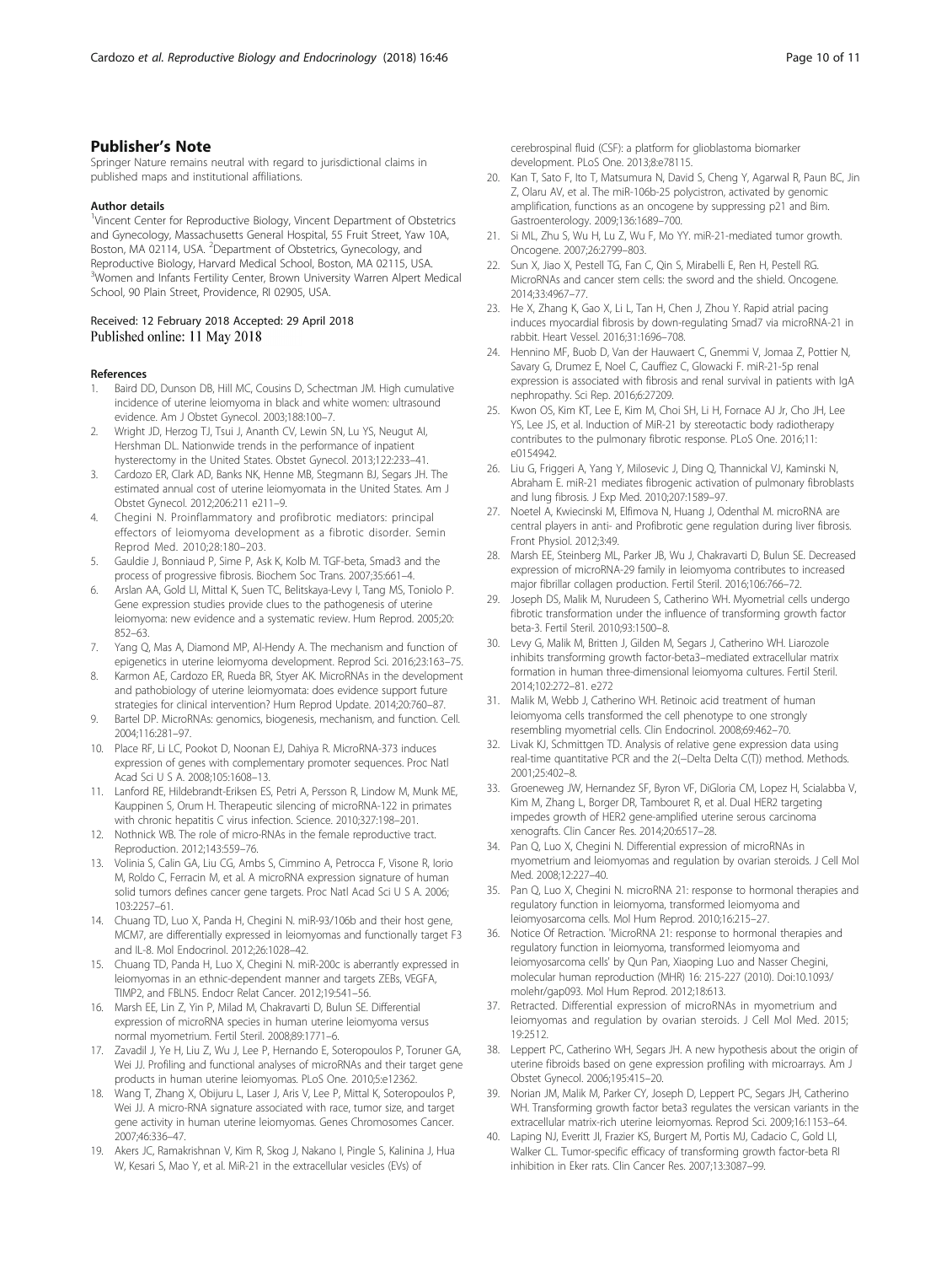## Publisher's Note

Springer Nature remains neutral with regard to jurisdictional claims in published maps and institutional affiliations.

### Author details

[1]Vincent Center for Reproductive Biology, Vincent Department of Obstetrics and Gynecology, Massachusetts General Hospital, 55 Fruit Street, Yaw 10A, Boston, MA 02114, USA. [2]Department of Obstetrics, Gynecology, and Reproductive Biology, Harvard Medical School, Boston, MA 02115, USA. [3]Women and Infants Fertility Center, Brown University Warren Alpert Medical School, 90 Plain Street, Providence, RI 02905, USA.

Received: 12 February 2018 Accepted: 29 April 2018
Published online: 11 May 2018

## References

1. Baird DD, Dunson DB, Hill MC, Cousins D, Schectman JM. High cumulative incidence of uterine leiomyoma in black and white women: ultrasound evidence. Am J Obstet Gynecol. 2003;188:100–7.
2. Wright JD, Herzog TJ, Tsui J, Ananth CV, Lewin SN, Lu YS, Neugut AI, Hershman DL. Nationwide trends in the performance of inpatient hysterectomy in the United States. Obstet Gynecol. 2013;122:233–41.
3. Cardozo ER, Clark AD, Banks NK, Henne MB, Stegmann BJ, Segars JH. The estimated annual cost of uterine leiomyomata in the United States. Am J Obstet Gynecol. 2012;206:211 e211–9.
4. Chegini N. Proinflammatory and profibrotic mediators: principal effectors of leiomyoma development as a fibrotic disorder. Semin Reprod Med. 2010;28:180–203.
5. Gauldie J, Bonniaud P, Sime P, Ask K, Kolb M. TGF-beta, Smad3 and the process of progressive fibrosis. Biochem Soc Trans. 2007;35:661–4.
6. Arslan AA, Gold LI, Mittal K, Suen TC, Belitskaya-Levy I, Tang MS, Toniolo P. Gene expression studies provide clues to the pathogenesis of uterine leiomyoma: new evidence and a systematic review. Hum Reprod. 2005;20: 852–63.
7. Yang Q, Mas A, Diamond MP, Al-Hendy A. The mechanism and function of epigenetics in uterine leiomyoma development. Reprod Sci. 2016;23:163–75.
8. Karmon AE, Cardozo ER, Rueda BR, Styer AK. MicroRNAs in the development and pathobiology of uterine leiomyomata: does evidence support future strategies for clinical intervention? Hum Reprod Update. 2014;20:760–87.
9. Bartel DP. MicroRNAs: genomics, biogenesis, mechanism, and function. Cell. 2004;116:281–97.
10. Place RF, Li LC, Pookot D, Noonan EJ, Dahiya R. MicroRNA-373 induces expression of genes with complementary promoter sequences. Proc Natl Acad Sci U S A. 2008;105:1608–13.
11. Lanford RE, Hildebrandt-Eriksen ES, Petri A, Persson R, Lindow M, Munk ME, Kauppinen S, Orum H. Therapeutic silencing of microRNA-122 in primates with chronic hepatitis C virus infection. Science. 2010;327:198–201.
12. Nothnick WB. The role of micro-RNAs in the female reproductive tract. Reproduction. 2012;143:559–76.
13. Volinia S, Calin GA, Liu CG, Ambs S, Cimmino A, Petrocca F, Visone R, Iorio M, Roldo C, Ferracin M, et al. A microRNA expression signature of human solid tumors defines cancer gene targets. Proc Natl Acad Sci U S A. 2006; 103:2257–61.
14. Chuang TD, Luo X, Panda H, Chegini N. miR-93/106b and their host gene, MCM7, are differentially expressed in leiomyomas and functionally target F3 and IL-8. Mol Endocrinol. 2012;26:1028–42.
15. Chuang TD, Panda H, Luo X, Chegini N. miR-200c is aberrantly expressed in leiomyomas in an ethnic-dependent manner and targets ZEBs, VEGFA, TIMP2, and FBLN5. Endocr Relat Cancer. 2012;19:541–56.
16. Marsh EE, Lin Z, Yin P, Milad M, Chakravarti D, Bulun SE. Differential expression of microRNA species in human uterine leiomyoma versus normal myometrium. Fertil Steril. 2008;89:1771–6.
17. Zavadil J, Ye H, Liu Z, Wu J, Lee P, Hernando E, Soteropoulos P, Toruner GA, Wei JJ. Profiling and functional analyses of microRNAs and their target gene products in human uterine leiomyomas. PLoS One. 2010;5:e12362.
18. Wang T, Zhang X, Obijuru L, Laser J, Aris V, Lee P, Mittal K, Soteropoulos P, Wei JJ. A micro-RNA signature associated with race, tumor size, and target gene activity in human uterine leiomyomas. Genes Chromosomes Cancer. 2007;46:336–47.
19. Akers JC, Ramakrishnan V, Kim R, Skog J, Nakano I, Pingle S, Kalinina J, Hua W, Kesari S, Mao Y, et al. MiR-21 in the extracellular vesicles (EVs) of cerebrospinal fluid (CSF): a platform for glioblastoma biomarker development. PLoS One. 2013;8:e78115.
20. Kan T, Sato F, Ito T, Matsumura N, David S, Cheng Y, Agarwal R, Paun BC, Jin Z, Olaru AV, et al. The miR-106b-25 polycistron, activated by genomic amplification, functions as an oncogene by suppressing p21 and Bim. Gastroenterology. 2009;136:1689–700.
21. Si ML, Zhu S, Wu H, Lu Z, Wu F, Mo YY. miR-21-mediated tumor growth. Oncogene. 2007;26:2799–803.
22. Sun X, Jiao X, Pestell TG, Fan C, Qin S, Mirabelli E, Ren H, Pestell RG. MicroRNAs and cancer stem cells: the sword and the shield. Oncogene. 2014;33:4967–77.
23. He X, Zhang K, Gao X, Li L, Tan H, Chen J, Zhou Y. Rapid atrial pacing induces myocardial fibrosis by down-regulating Smad7 via microRNA-21 in rabbit. Heart Vessel. 2016;31:1696–708.
24. Hennino MF, Buob D, Van der Hauwaert C, Gnemmi V, Jomaa Z, Pottier N, Savary G, Drumez E, Noel C, Cauffiez C, Glowacki F. miR-21-5p renal expression is associated with fibrosis and renal survival in patients with IgA nephropathy. Sci Rep. 2016;6:27209.
25. Kwon OS, Kim KT, Lee E, Kim M, Choi SH, Li H, Fornace AJ Jr, Cho JH, Lee YS, Lee JS, et al. Induction of MiR-21 by stereotactic body radiotherapy contributes to the pulmonary fibrotic response. PLoS One. 2016;11: e0154942.
26. Liu G, Friggeri A, Yang Y, Milosevic J, Ding Q, Thannickal VJ, Kaminski N, Abraham E. miR-21 mediates fibrogenic activation of pulmonary fibroblasts and lung fibrosis. J Exp Med. 2010;207:1589–97.
27. Noetel A, Kwiecinski M, Elfimova N, Huang J, Odenthal M. microRNA are central players in anti- and Profibrotic gene regulation during liver fibrosis. Front Physiol. 2012;3:49.
28. Marsh EE, Steinberg ML, Parker JB, Wu J, Chakravarti D, Bulun SE. Decreased expression of microRNA-29 family in leiomyoma contributes to increased major fibrillar collagen production. Fertil Steril. 2016;106:766–72.
29. Joseph DS, Malik M, Nurudeen S, Catherino WH. Myometrial cells undergo fibrotic transformation under the influence of transforming growth factor beta-3. Fertil Steril. 2010;93:1500–8.
30. Levy G, Malik M, Britten J, Gilden M, Segars J, Catherino WH. Liarozole inhibits transforming growth factor-beta3–mediated extracellular matrix formation in human three-dimensional leiomyoma cultures. Fertil Steril. 2014;102:272–81. e272
31. Malik M, Webb J, Catherino WH. Retinoic acid treatment of human leiomyoma cells transformed the cell phenotype to one strongly resembling myometrial cells. Clin Endocrinol. 2008;69:462–70.
32. Livak KJ, Schmittgen TD. Analysis of relative gene expression data using real-time quantitative PCR and the 2(−Delta Delta C(T)) method. Methods. 2001;25:402–8.
33. Groeneweg JW, Hernandez SF, Byron VF, DiGloria CM, Lopez H, Scialabba V, Kim M, Zhang L, Borger DR, Tambouret R, et al. Dual HER2 targeting impedes growth of HER2 gene-amplified uterine serous carcinoma xenografts. Clin Cancer Res. 2014;20:6517–28.
34. Pan Q, Luo X, Chegini N. Differential expression of microRNAs in myometrium and leiomyomas and regulation by ovarian steroids. J Cell Mol Med. 2008;12:227–40.
35. Pan Q, Luo X, Chegini N. microRNA 21: response to hormonal therapies and regulatory function in leiomyoma, transformed leiomyoma and leiomyosarcoma cells. Mol Hum Reprod. 2010;16:215–27.
36. Notice Of Retraction. 'MicroRNA 21: response to hormonal therapies and regulatory function in leiomyoma, transformed leiomyoma and leiomyosarcoma cells' by Qun Pan, Xiaoping Luo and Nasser Chegini, molecular human reproduction (MHR) 16: 215-227 (2010). Doi:10.1093/ molehr/gap093. Mol Hum Reprod. 2012;18:613.
37. Retracted. Differential expression of microRNAs in myometrium and leiomyomas and regulation by ovarian steroids. J Cell Mol Med. 2015; 19:2512.
38. Leppert PC, Catherino WH, Segars JH. A new hypothesis about the origin of uterine fibroids based on gene expression profiling with microarrays. Am J Obstet Gynecol. 2006;195:415–20.
39. Norian JM, Malik M, Parker CY, Joseph D, Leppert PC, Segars JH, Catherino WH. Transforming growth factor beta3 regulates the versican variants in the extracellular matrix-rich uterine leiomyomas. Reprod Sci. 2009;16:1153–64.
40. Laping NJ, Everitt JI, Frazier KS, Burgert M, Portis MJ, Cadacio C, Gold LI, Walker CL. Tumor-specific efficacy of transforming growth factor-beta RI inhibition in Eker rats. Clin Cancer Res. 2007;13:3087–99.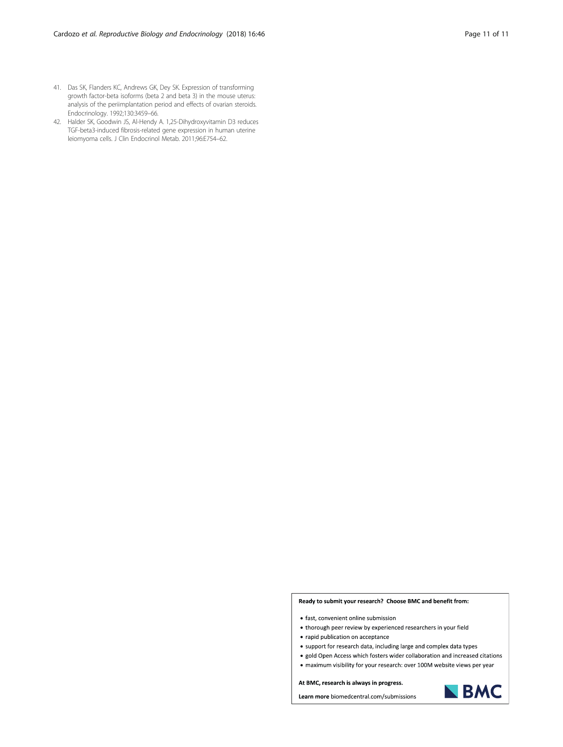41. Das SK, Flanders KC, Andrews GK, Dey SK. Expression of transforming growth factor-beta isoforms (beta 2 and beta 3) in the mouse uterus: analysis of the periimplantation period and effects of ovarian steroids. Endocrinology. 1992;130:3459–66.
42. Halder SK, Goodwin JS, Al-Hendy A. 1,25-Dihydroxyvitamin D3 reduces TGF-beta3-induced fibrosis-related gene expression in human uterine leiomyoma cells. J Clin Endocrinol Metab. 2011;96:E754–62.

**Ready to submit your research? Choose BMC and benefit from:**

- fast, convenient online submission
- thorough peer review by experienced researchers in your field
- rapid publication on acceptance
- support for research data, including large and complex data types
- gold Open Access which fosters wider collaboration and increased citations
- maximum visibility for your research: over 100M website views per year

**At BMC, research is always in progress.**

**Learn more** biomedcentral.com/submissions